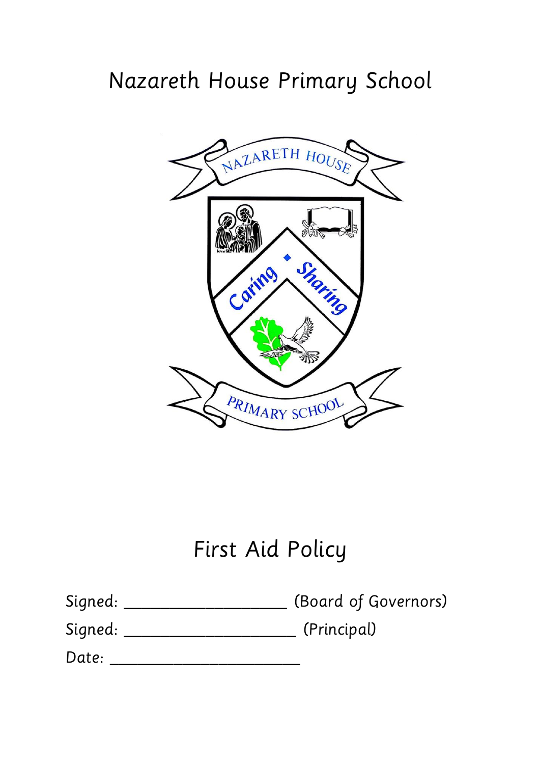# Nazareth House Primary School

# First Aid Policy

Signed: ____________________ (Board of Governors)

Signed: _____________________ (Principal)

Date: _______________________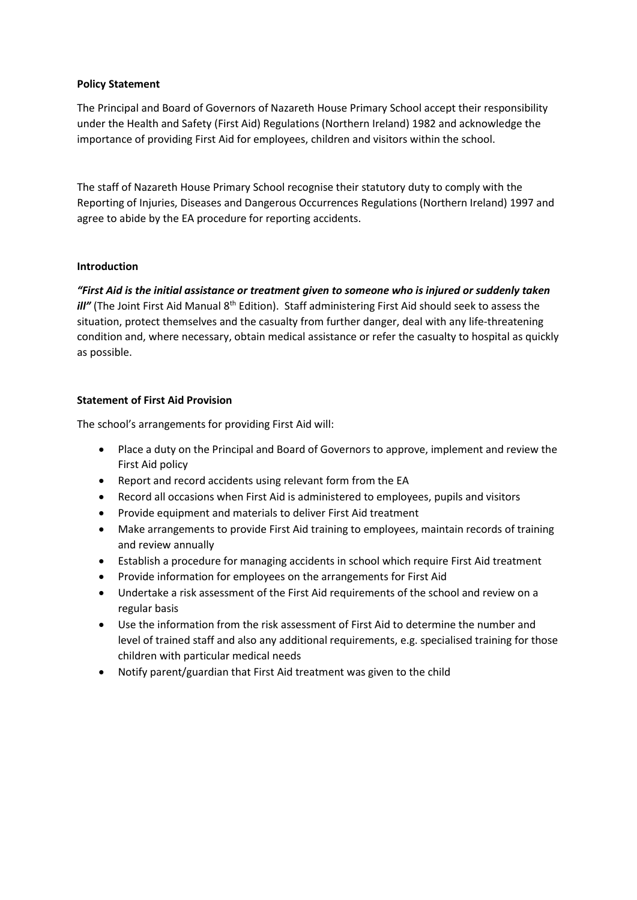**Policy Statement**

The Principal and Board of Governors of Nazareth House Primary School accept their responsibility under the Health and Safety (First Aid) Regulations (Northern Ireland) 1982 and acknowledge the importance of providing First Aid for employees, children and visitors within the school.

The staff of Nazareth House Primary School recognise their statutory duty to comply with the Reporting of Injuries, Diseases and Dangerous Occurrences Regulations (Northern Ireland) 1997 and agree to abide by the EA procedure for reporting accidents.

**Introduction**

***"First Aid is the initial assistance or treatment given to someone who is injured or suddenly taken ill"*** (The Joint First Aid Manual 8th Edition). Staff administering First Aid should seek to assess the situation, protect themselves and the casualty from further danger, deal with any life-threatening condition and, where necessary, obtain medical assistance or refer the casualty to hospital as quickly as possible.

**Statement of First Aid Provision**

The school's arrangements for providing First Aid will:

- Place a duty on the Principal and Board of Governors to approve, implement and review the First Aid policy
- Report and record accidents using relevant form from the EA
- Record all occasions when First Aid is administered to employees, pupils and visitors
- Provide equipment and materials to deliver First Aid treatment
- Make arrangements to provide First Aid training to employees, maintain records of training and review annually
- Establish a procedure for managing accidents in school which require First Aid treatment
- Provide information for employees on the arrangements for First Aid
- Undertake a risk assessment of the First Aid requirements of the school and review on a regular basis
- Use the information from the risk assessment of First Aid to determine the number and level of trained staff and also any additional requirements, e.g. specialised training for those children with particular medical needs
- Notify parent/guardian that First Aid treatment was given to the child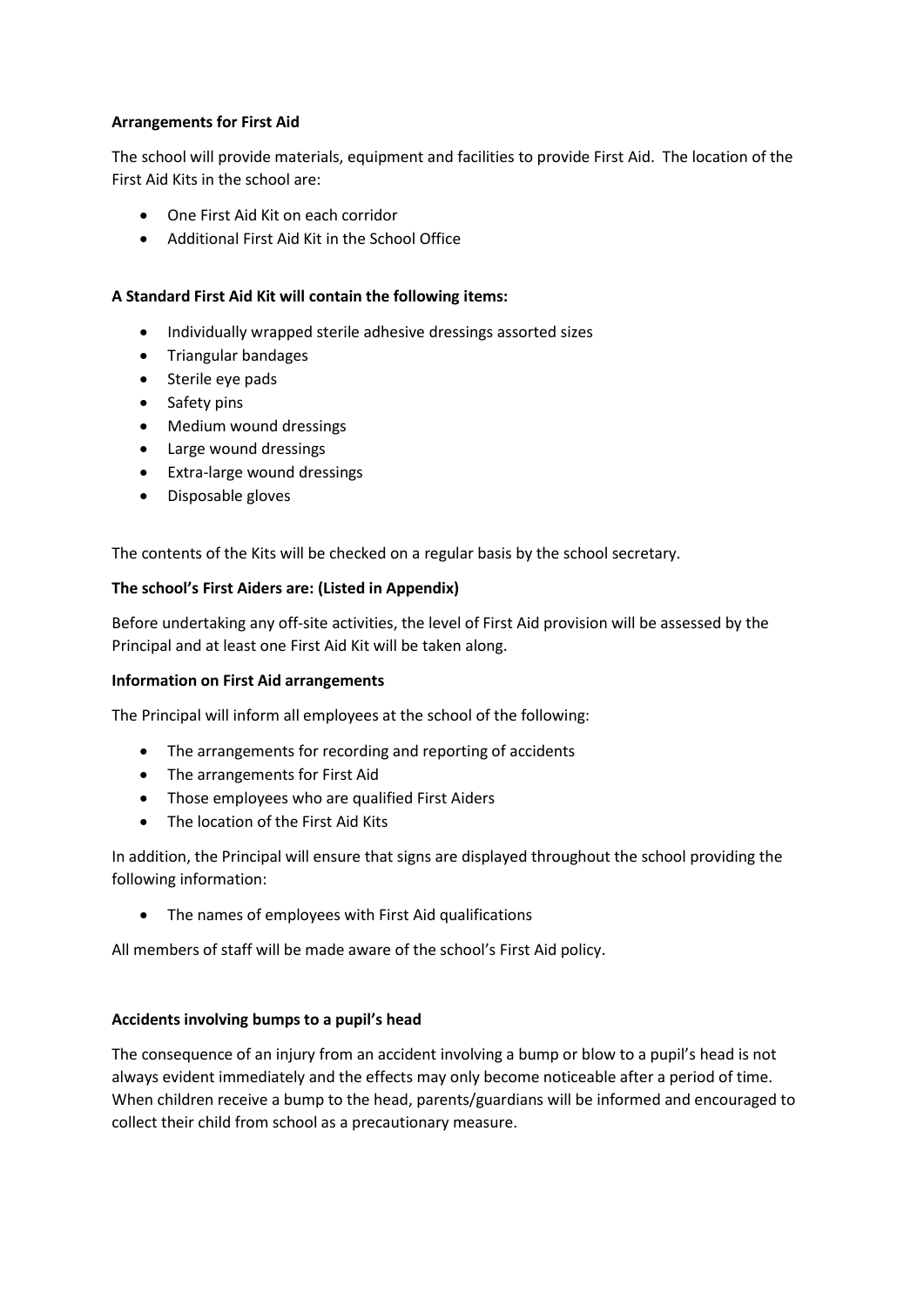**Arrangements for First Aid**

The school will provide materials, equipment and facilities to provide First Aid. The location of the First Aid Kits in the school are:

- One First Aid Kit on each corridor
- Additional First Aid Kit in the School Office

**A Standard First Aid Kit will contain the following items:**

- Individually wrapped sterile adhesive dressings assorted sizes
- Triangular bandages
- Sterile eye pads
- Safety pins
- Medium wound dressings
- Large wound dressings
- Extra-large wound dressings
- Disposable gloves

The contents of the Kits will be checked on a regular basis by the school secretary.

**The school's First Aiders are: (Listed in Appendix)**

Before undertaking any off-site activities, the level of First Aid provision will be assessed by the Principal and at least one First Aid Kit will be taken along.

**Information on First Aid arrangements**

The Principal will inform all employees at the school of the following:

- The arrangements for recording and reporting of accidents
- The arrangements for First Aid
- Those employees who are qualified First Aiders
- The location of the First Aid Kits

In addition, the Principal will ensure that signs are displayed throughout the school providing the following information:

- The names of employees with First Aid qualifications

All members of staff will be made aware of the school's First Aid policy.

**Accidents involving bumps to a pupil's head**

The consequence of an injury from an accident involving a bump or blow to a pupil's head is not always evident immediately and the effects may only become noticeable after a period of time. When children receive a bump to the head, parents/guardians will be informed and encouraged to collect their child from school as a precautionary measure.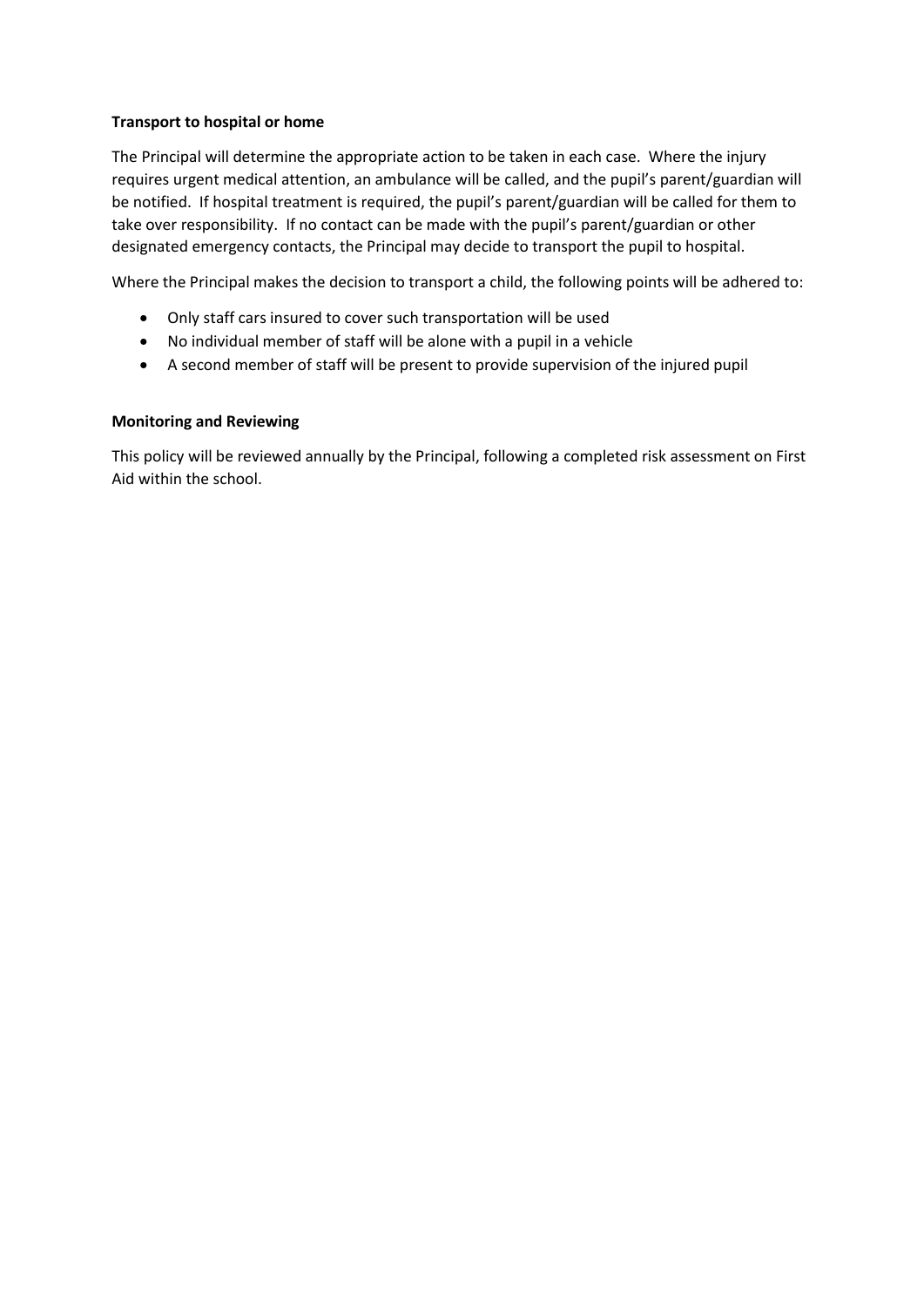**Transport to hospital or home**

The Principal will determine the appropriate action to be taken in each case. Where the injury requires urgent medical attention, an ambulance will be called, and the pupil's parent/guardian will be notified. If hospital treatment is required, the pupil's parent/guardian will be called for them to take over responsibility. If no contact can be made with the pupil's parent/guardian or other designated emergency contacts, the Principal may decide to transport the pupil to hospital.

Where the Principal makes the decision to transport a child, the following points will be adhered to:

- Only staff cars insured to cover such transportation will be used
- No individual member of staff will be alone with a pupil in a vehicle
- A second member of staff will be present to provide supervision of the injured pupil

**Monitoring and Reviewing**

This policy will be reviewed annually by the Principal, following a completed risk assessment on First Aid within the school.